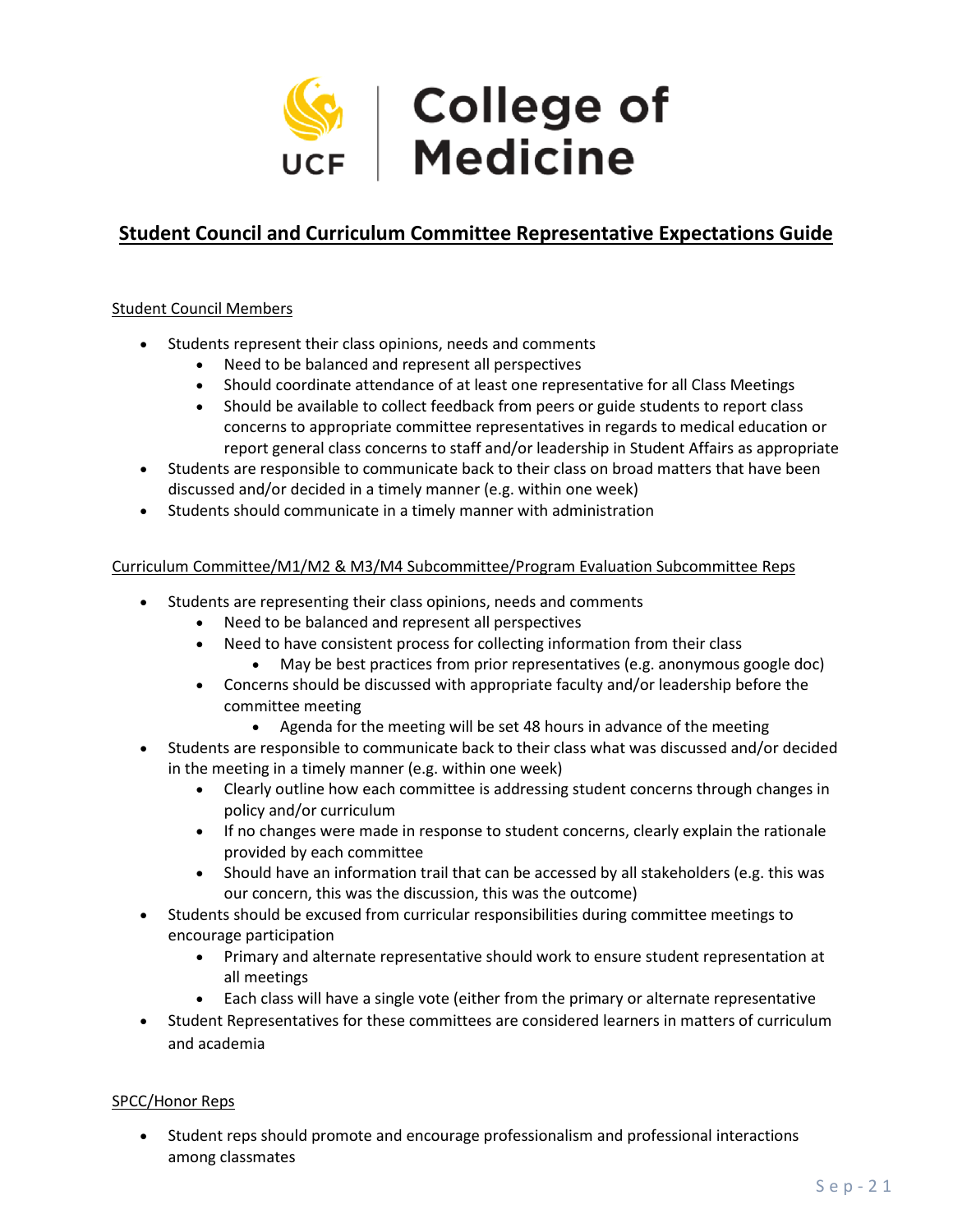# Student Council and Curriculum Committee Representative Expectations Guide

## Student Council Members

- Students represent their class opinions, needs and comments
  - Need to be balanced and represent all perspectives
  - Should coordinate attendance of at least one representative for all Class Meetings
  - Should be available to collect feedback from peers or guide students to report class concerns to appropriate committee representatives in regards to medical education or report general class concerns to staff and/or leadership in Student Affairs as appropriate
- Students are responsible to communicate back to their class on broad matters that have been discussed and/or decided in a timely manner (e.g. within one week)
- Students should communicate in a timely manner with administration

## Curriculum Committee/M1/M2 & M3/M4 Subcommittee/Program Evaluation Subcommittee Reps

- Students are representing their class opinions, needs and comments
  - Need to be balanced and represent all perspectives
  - Need to have consistent process for collecting information from their class
    - May be best practices from prior representatives (e.g. anonymous google doc)
  - Concerns should be discussed with appropriate faculty and/or leadership before the committee meeting
    - Agenda for the meeting will be set 48 hours in advance of the meeting
- Students are responsible to communicate back to their class what was discussed and/or decided in the meeting in a timely manner (e.g. within one week)
  - Clearly outline how each committee is addressing student concerns through changes in policy and/or curriculum
  - If no changes were made in response to student concerns, clearly explain the rationale provided by each committee
  - Should have an information trail that can be accessed by all stakeholders (e.g. this was our concern, this was the discussion, this was the outcome)
- Students should be excused from curricular responsibilities during committee meetings to encourage participation
  - Primary and alternate representative should work to ensure student representation at all meetings
  - Each class will have a single vote (either from the primary or alternate representative
- Student Representatives for these committees are considered learners in matters of curriculum and academia

## SPCC/Honor Reps

- Student reps should promote and encourage professionalism and professional interactions among classmates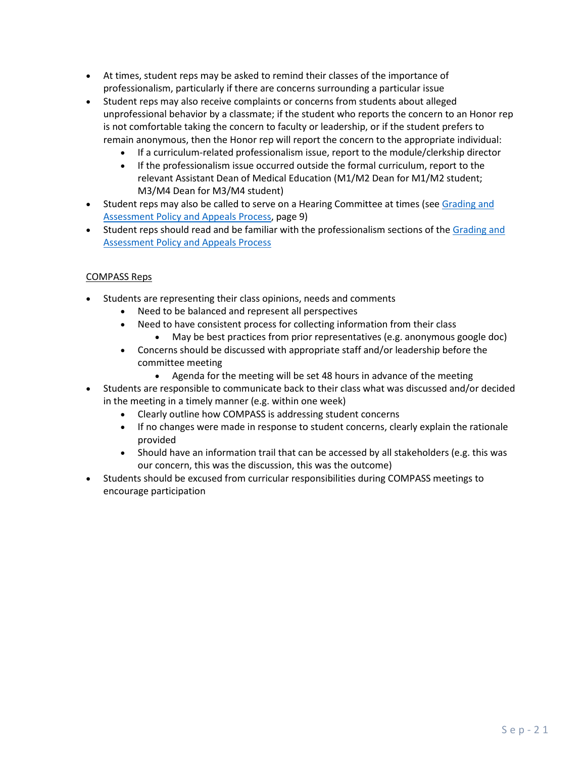- At times, student reps may be asked to remind their classes of the importance of professionalism, particularly if there are concerns surrounding a particular issue
- Student reps may also receive complaints or concerns from students about alleged unprofessional behavior by a classmate; if the student who reports the concern to an Honor rep is not comfortable taking the concern to faculty or leadership, or if the student prefers to remain anonymous, then the Honor rep will report the concern to the appropriate individual:
    - If a curriculum-related professionalism issue, report to the module/clerkship director
    - If the professionalism issue occurred outside the formal curriculum, report to the relevant Assistant Dean of Medical Education (M1/M2 Dean for M1/M2 student; M3/M4 Dean for M3/M4 student)
- Student reps may also be called to serve on a Hearing Committee at times (see [Grading and Assessment Policy and Appeals Process], page 9)
- Student reps should read and be familiar with the professionalism sections of the [Grading and Assessment Policy and Appeals Process]

<u>COMPASS Reps</u>

- Students are representing their class opinions, needs and comments
    - Need to be balanced and represent all perspectives
    - Need to have consistent process for collecting information from their class
        - May be best practices from prior representatives (e.g. anonymous google doc)
    - Concerns should be discussed with appropriate staff and/or leadership before the committee meeting
        - Agenda for the meeting will be set 48 hours in advance of the meeting
- Students are responsible to communicate back to their class what was discussed and/or decided in the meeting in a timely manner (e.g. within one week)
    - Clearly outline how COMPASS is addressing student concerns
    - If no changes were made in response to student concerns, clearly explain the rationale provided
    - Should have an information trail that can be accessed by all stakeholders (e.g. this was our concern, this was the discussion, this was the outcome)
- Students should be excused from curricular responsibilities during COMPASS meetings to encourage participation